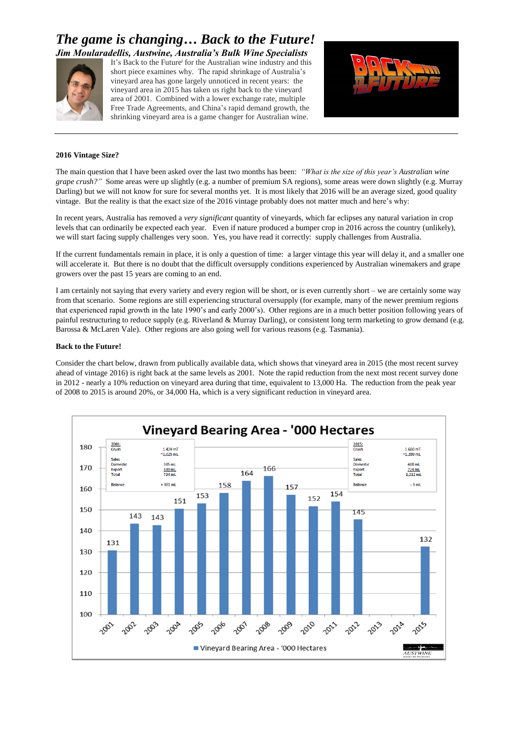# *The game is changing… Back to the Future!*

## *Jim Moularadellis, Austwine, Australia's Bulk Wine Specialists*

It's Back to the Future[i] for the Australian wine industry and this short piece examines why. The rapid shrinkage of Australia's vineyard area has gone largely unnoticed in recent years: the vineyard area in 2015 has taken us right back to the vineyard area of 2001. Combined with a lower exchange rate, multiple Free Trade Agreements, and China's rapid demand growth, the shrinking vineyard area is a game changer for Australian wine.

---

**2016 Vintage Size?**

The main question that I have been asked over the last two months has been: *"What is the size of this year's Australian wine grape crush?"* Some areas were up slightly (e.g. a number of premium SA regions), some areas were down slightly (e.g. Murray Darling) but we will not know for sure for several months yet. It is most likely that 2016 will be an average sized, good quality vintage. But the reality is that the exact size of the 2016 vintage probably does not matter much and here's why:

In recent years, Australia has removed a *very significant* quantity of vineyards, which far eclipses any natural variation in crop levels that can ordinarily be expected each year. Even if nature produced a bumper crop in 2016 across the country (unlikely), we will start facing supply challenges very soon. Yes, you have read it correctly: supply challenges from Australia.

If the current fundamentals remain in place, it is only a question of time: a larger vintage this year will delay it, and a smaller one will accelerate it. But there is no doubt that the difficult oversupply conditions experienced by Australian winemakers and grape growers over the past 15 years are coming to an end.

I am certainly not saying that every variety and every region will be short, or is even currently short – we are certainly some way from that scenario. Some regions are still experiencing structural oversupply (for example, many of the newer premium regions that experienced rapid growth in the late 1990's and early 2000's). Other regions are in a much better position following years of painful restructuring to reduce supply (e.g. Riverland & Murray Darling), or consistent long term marketing to grow demand (e.g. Barossa & McLaren Vale). Other regions are also going well for various reasons (e.g. Tasmania).

**Back to the Future!**

Consider the chart below, drawn from publically available data, which shows that vineyard area in 2015 (the most recent survey ahead of vintage 2016) is right back at the same levels as 2001. Note the rapid reduction from the next most recent survey done in 2012 - nearly a 10% reduction on vineyard area during that time, equivalent to 13,000 Ha. The reduction from the peak year of 2008 to 2015 is around 20%, or 34,000 Ha, which is a very significant reduction in vineyard area.

**Vineyard Bearing Area - '000 Hectares**

| Year | 2001 | 2002 | 2003 | 2004 | 2005 | 2006 | 2007 | 2008 | 2009 | 2010 | 2011 | 2012 | 2013 | 2014 | 2015 |
|---|---|---|---|---|---|---|---|---|---|---|---|---|---|---|---|
| Vineyard Bearing Area - '000 Hectares | 131 | 143 | 143 | 151 | 153 | 158 | 164 | 166 | 157 | 152 | 154 | 145 | | | 132 |

| 2001: | |
|---|---|
| Crush | 1,424 mT ~1,025 mL |
| Sales | |
| Domestic | 385 mL |
| Export | 339 mL |
| Total | 724 mL |
| Balance | + 301 mL |

| 2015: | |
|---|---|
| Crush | 1,680 mT ~1,209 mL |
| Sales | |
| Domestic | 488 mL |
| Export | 724 mL |
| Total | 1,212 mL |
| Balance | - 3 mL |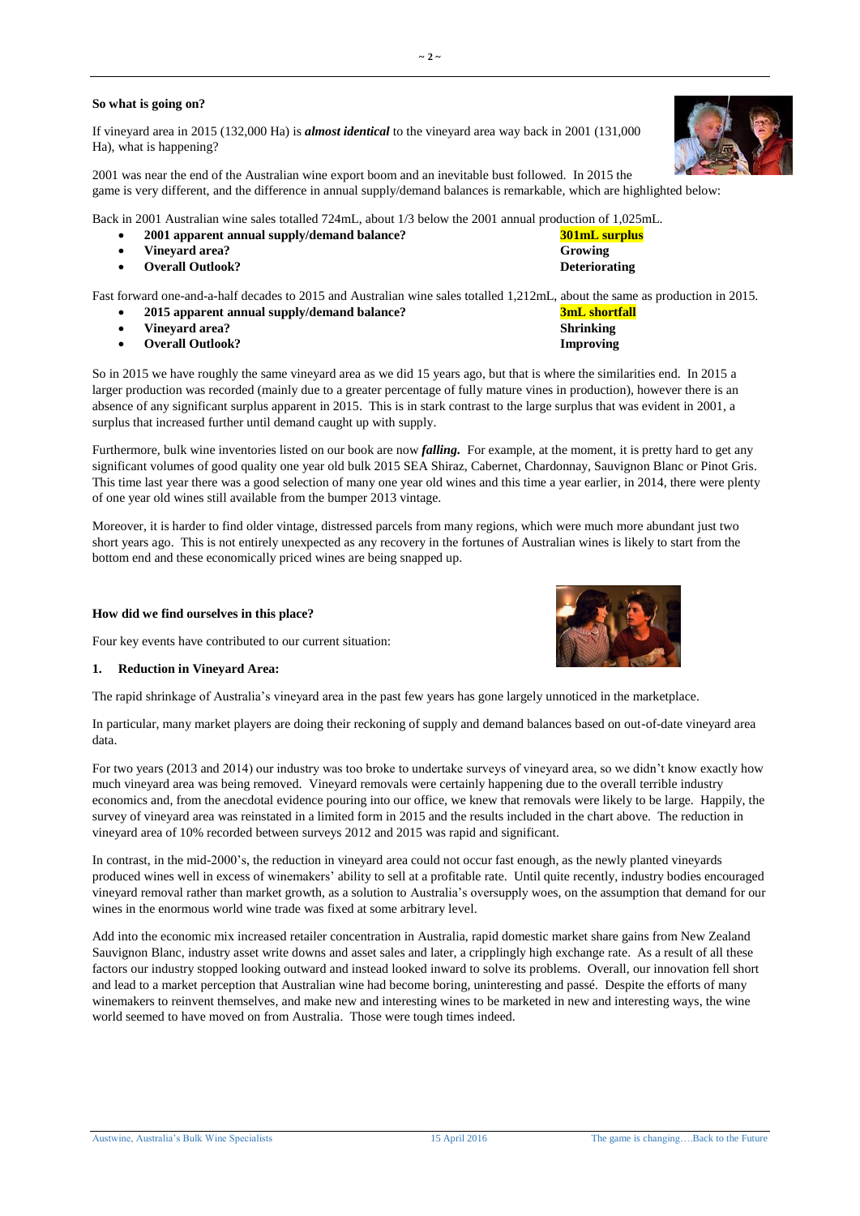**So what is going on?**

If vineyard area in 2015 (132,000 Ha) is ***almost identical*** to the vineyard area way back in 2001 (131,000 Ha), what is happening?

2001 was near the end of the Australian wine export boom and an inevitable bust followed. In 2015 the game is very different, and the difference in annual supply/demand balances is remarkable, which are highlighted below:

Back in 2001 Australian wine sales totalled 724mL, about 1/3 below the 2001 annual production of 1,025mL.

- **2001 apparent annual supply/demand balance?** **301mL surplus**
- **Vineyard area?** **Growing**
- **Overall Outlook?** **Deteriorating**

Fast forward one-and-a-half decades to 2015 and Australian wine sales totalled 1,212mL, about the same as production in 2015.

- **2015 apparent annual supply/demand balance?** **3mL shortfall**
- **Vineyard area?** **Shrinking**
- **Overall Outlook?** **Improving**

So in 2015 we have roughly the same vineyard area as we did 15 years ago, but that is where the similarities end. In 2015 a larger production was recorded (mainly due to a greater percentage of fully mature vines in production), however there is an absence of any significant surplus apparent in 2015. This is in stark contrast to the large surplus that was evident in 2001, a surplus that increased further until demand caught up with supply.

Furthermore, bulk wine inventories listed on our book are now ***falling.*** For example, at the moment, it is pretty hard to get any significant volumes of good quality one year old bulk 2015 SEA Shiraz, Cabernet, Chardonnay, Sauvignon Blanc or Pinot Gris. This time last year there was a good selection of many one year old wines and this time a year earlier, in 2014, there were plenty of one year old wines still available from the bumper 2013 vintage.

Moreover, it is harder to find older vintage, distressed parcels from many regions, which were much more abundant just two short years ago. This is not entirely unexpected as any recovery in the fortunes of Australian wines is likely to start from the bottom end and these economically priced wines are being snapped up.

**How did we find ourselves in this place?**

Four key events have contributed to our current situation:

**1. Reduction in Vineyard Area:**

The rapid shrinkage of Australia's vineyard area in the past few years has gone largely unnoticed in the marketplace.

In particular, many market players are doing their reckoning of supply and demand balances based on out-of-date vineyard area data.

For two years (2013 and 2014) our industry was too broke to undertake surveys of vineyard area, so we didn't know exactly how much vineyard area was being removed. Vineyard removals were certainly happening due to the overall terrible industry economics and, from the anecdotal evidence pouring into our office, we knew that removals were likely to be large. Happily, the survey of vineyard area was reinstated in a limited form in 2015 and the results included in the chart above. The reduction in vineyard area of 10% recorded between surveys 2012 and 2015 was rapid and significant.

In contrast, in the mid-2000's, the reduction in vineyard area could not occur fast enough, as the newly planted vineyards produced wines well in excess of winemakers' ability to sell at a profitable rate. Until quite recently, industry bodies encouraged vineyard removal rather than market growth, as a solution to Australia's oversupply woes, on the assumption that demand for our wines in the enormous world wine trade was fixed at some arbitrary level.

Add into the economic mix increased retailer concentration in Australia, rapid domestic market share gains from New Zealand Sauvignon Blanc, industry asset write downs and asset sales and later, a cripplingly high exchange rate. As a result of all these factors our industry stopped looking outward and instead looked inward to solve its problems. Overall, our innovation fell short and lead to a market perception that Australian wine had become boring, uninteresting and passé. Despite the efforts of many winemakers to reinvent themselves, and make new and interesting wines to be marketed in new and interesting ways, the wine world seemed to have moved on from Australia. Those were tough times indeed.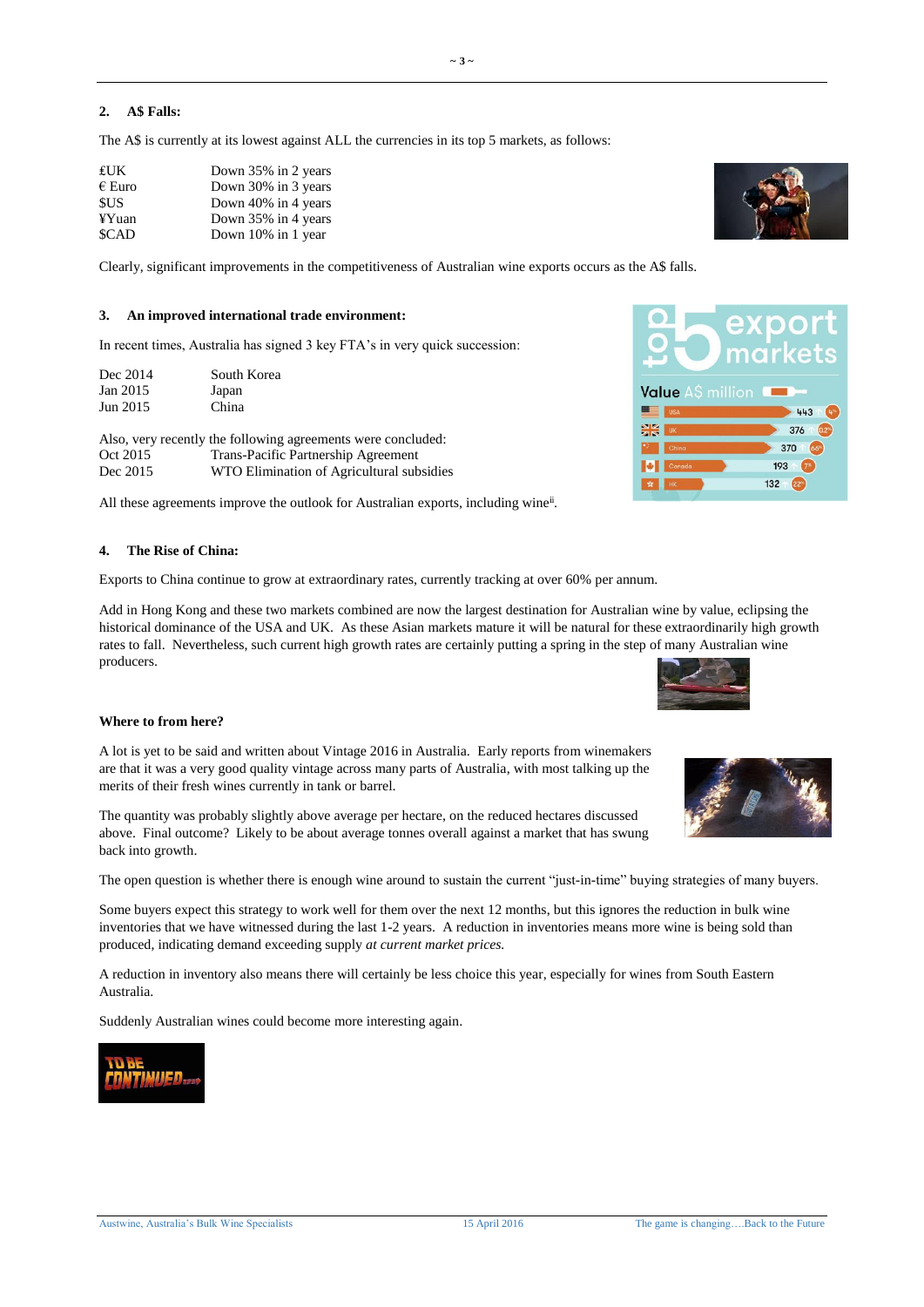## 2. A$ Falls:

The A$ is currently at its lowest against ALL the currencies in its top 5 markets, as follows:

| | |
|---|---|
| £UK | Down 35% in 2 years |
| € Euro | Down 30% in 3 years |
| $US | Down 40% in 4 years |
| ¥Yuan | Down 35% in 4 years |
| $CAD | Down 10% in 1 year |

Clearly, significant improvements in the competitiveness of Australian wine exports occurs as the A$ falls.

## 3. An improved international trade environment:

In recent times, Australia has signed 3 key FTA's in very quick succession:

| | |
|---|---|
| Dec 2014 | South Korea |
| Jan 2015 | Japan |
| Jun 2015 | China |

Also, very recently the following agreements were concluded:

| | |
|---|---|
| Oct 2015 | Trans-Pacific Partnership Agreement |
| Dec 2015 | WTO Elimination of Agricultural subsidies |

All these agreements improve the outlook for Australian exports, including wine[ii].

## 4. The Rise of China:

Exports to China continue to grow at extraordinary rates, currently tracking at over 60% per annum.

Add in Hong Kong and these two markets combined are now the largest destination for Australian wine by value, eclipsing the historical dominance of the USA and UK. As these Asian markets mature it will be natural for these extraordinarily high growth rates to fall. Nevertheless, such current high growth rates are certainly putting a spring in the step of many Australian wine producers.

### Where to from here?

A lot is yet to be said and written about Vintage 2016 in Australia. Early reports from winemakers are that it was a very good quality vintage across many parts of Australia, with most talking up the merits of their fresh wines currently in tank or barrel.

The quantity was probably slightly above average per hectare, on the reduced hectares discussed above. Final outcome? Likely to be about average tonnes overall against a market that has swung back into growth.

The open question is whether there is enough wine around to sustain the current "just-in-time" buying strategies of many buyers.

Some buyers expect this strategy to work well for them over the next 12 months, but this ignores the reduction in bulk wine inventories that we have witnessed during the last 1-2 years. A reduction in inventories means more wine is being sold than produced, indicating demand exceeding supply *at current market prices.*

A reduction in inventory also means there will certainly be less choice this year, especially for wines from South Eastern Australia.

Suddenly Australian wines could become more interesting again.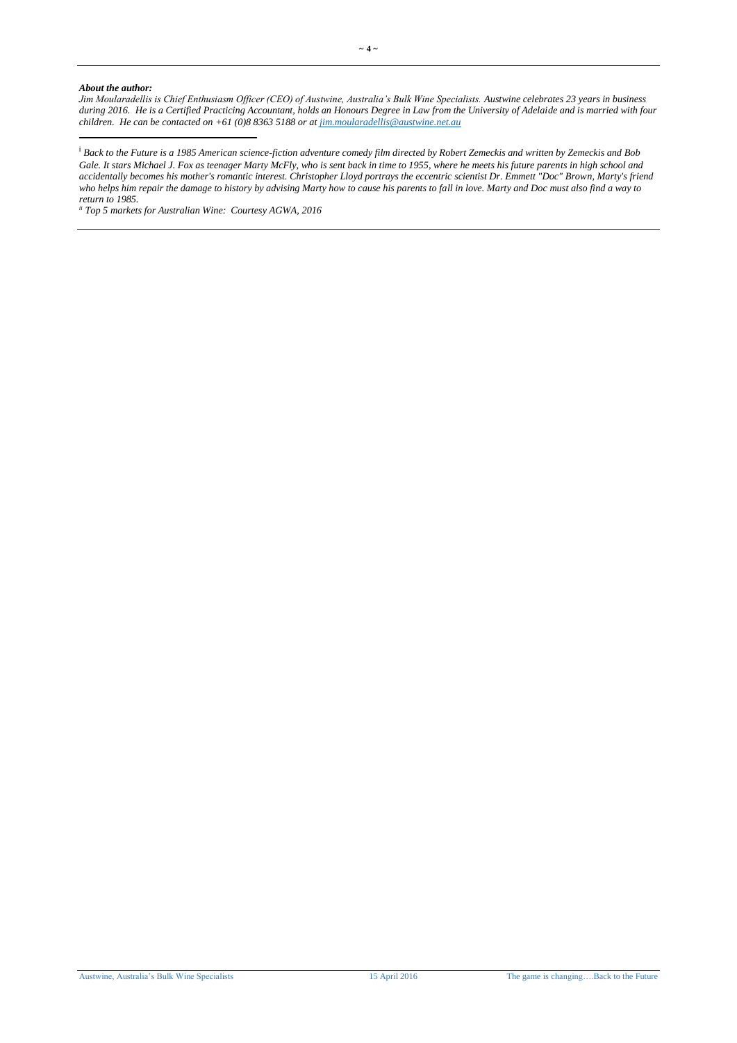***About the author:***

*Jim Moularadellis is Chief Enthusiasm Officer (CEO) of Austwine, Australia's Bulk Wine Specialists. Austwine celebrates 23 years in business during 2016. He is a Certified Practicing Accountant, holds an Honours Degree in Law from the University of Adelaide and is married with four children. He can be contacted on +61 (0)8 8363 5188 or at [jim.moularadellis@austwine.net.au](mailto:jim.moularadellis@austwine.net.au)*

---

[i] *Back to the Future is a 1985 American science-fiction adventure comedy film directed by Robert Zemeckis and written by Zemeckis and Bob Gale. It stars Michael J. Fox as teenager Marty McFly, who is sent back in time to 1955, where he meets his future parents in high school and accidentally becomes his mother's romantic interest. Christopher Lloyd portrays the eccentric scientist Dr. Emmett "Doc" Brown, Marty's friend who helps him repair the damage to history by advising Marty how to cause his parents to fall in love. Marty and Doc must also find a way to return to 1985.*

[ii] *Top 5 markets for Australian Wine: Courtesy AGWA, 2016*